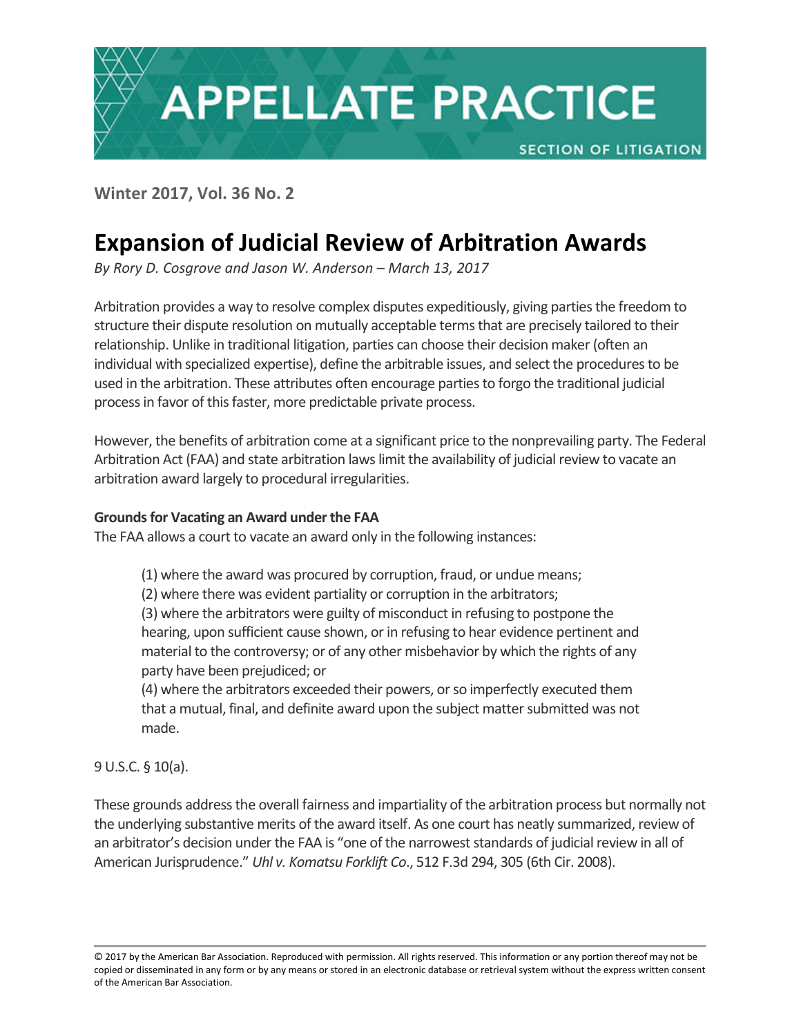# APPELLATE PRACTICE

SECTION OF LITIGATION

**Winter 2017, Vol. 36 No. 2**

# Expansion of Judicial Review of Arbitration Awards

*By Rory D. Cosgrove and Jason W. Anderson – March 13, 2017*

Arbitration provides a way to resolve complex disputes expeditiously, giving parties the freedom to structure their dispute resolution on mutually acceptable terms that are precisely tailored to their relationship. Unlike in traditional litigation, parties can choose their decision maker (often an individual with specialized expertise), define the arbitrable issues, and select the procedures to be used in the arbitration. These attributes often encourage parties to forgo the traditional judicial process in favor of this faster, more predictable private process.

However, the benefits of arbitration come at a significant price to the nonprevailing party. The Federal Arbitration Act (FAA) and state arbitration laws limit the availability of judicial review to vacate an arbitration award largely to procedural irregularities.

**Grounds for Vacating an Award under the FAA**

The FAA allows a court to vacate an award only in the following instances:

> (1) where the award was procured by corruption, fraud, or undue means;
> (2) where there was evident partiality or corruption in the arbitrators;
> (3) where the arbitrators were guilty of misconduct in refusing to postpone the hearing, upon sufficient cause shown, or in refusing to hear evidence pertinent and material to the controversy; or of any other misbehavior by which the rights of any party have been prejudiced; or
> (4) where the arbitrators exceeded their powers, or so imperfectly executed them that a mutual, final, and definite award upon the subject matter submitted was not made.

9 U.S.C. § 10(a).

These grounds address the overall fairness and impartiality of the arbitration process but normally not the underlying substantive merits of the award itself. As one court has neatly summarized, review of an arbitrator's decision under the FAA is "one of the narrowest standards of judicial review in all of American Jurisprudence." *Uhl v. Komatsu Forklift Co.*, 512 F.3d 294, 305 (6th Cir. 2008).

© 2017 by the American Bar Association. Reproduced with permission. All rights reserved. This information or any portion thereof may not be copied or disseminated in any form or by any means or stored in an electronic database or retrieval system without the express written consent of the American Bar Association.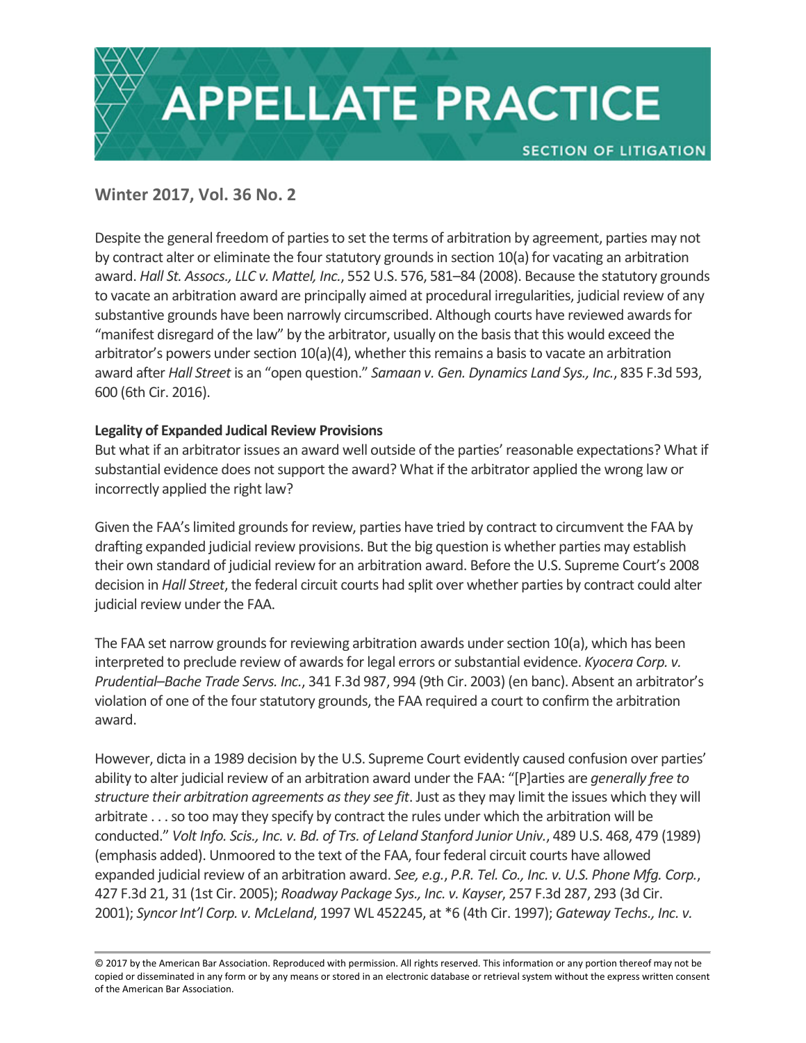Despite the general freedom of parties to set the terms of arbitration by agreement, parties may not by contract alter or eliminate the four statutory grounds in section 10(a) for vacating an arbitration award. *Hall St. Assocs., LLC v. Mattel, Inc.*, 552 U.S. 576, 581–84 (2008). Because the statutory grounds to vacate an arbitration award are principally aimed at procedural irregularities, judicial review of any substantive grounds have been narrowly circumscribed. Although courts have reviewed awards for "manifest disregard of the law" by the arbitrator, usually on the basis that this would exceed the arbitrator's powers under section 10(a)(4), whether this remains a basis to vacate an arbitration award after *Hall Street* is an "open question." *Samaan v. Gen. Dynamics Land Sys., Inc.*, 835 F.3d 593, 600 (6th Cir. 2016).

**Legality of Expanded Judical Review Provisions**

But what if an arbitrator issues an award well outside of the parties' reasonable expectations? What if substantial evidence does not support the award? What if the arbitrator applied the wrong law or incorrectly applied the right law?

Given the FAA's limited grounds for review, parties have tried by contract to circumvent the FAA by drafting expanded judicial review provisions. But the big question is whether parties may establish their own standard of judicial review for an arbitration award. Before the U.S. Supreme Court's 2008 decision in *Hall Street*, the federal circuit courts had split over whether parties by contract could alter judicial review under the FAA.

The FAA set narrow grounds for reviewing arbitration awards under section 10(a), which has been interpreted to preclude review of awards for legal errors or substantial evidence. *Kyocera Corp. v. Prudential–Bache Trade Servs. Inc.*, 341 F.3d 987, 994 (9th Cir. 2003) (en banc). Absent an arbitrator's violation of one of the four statutory grounds, the FAA required a court to confirm the arbitration award.

However, dicta in a 1989 decision by the U.S. Supreme Court evidently caused confusion over parties' ability to alter judicial review of an arbitration award under the FAA: "[P]arties are *generally free to structure their arbitration agreements as they see fit*. Just as they may limit the issues which they will arbitrate . . . so too may they specify by contract the rules under which the arbitration will be conducted." *Volt Info. Scis., Inc. v. Bd. of Trs. of Leland Stanford Junior Univ.*, 489 U.S. 468, 479 (1989) (emphasis added). Unmoored to the text of the FAA, four federal circuit courts have allowed expanded judicial review of an arbitration award. *See, e.g.*, *P.R. Tel. Co., Inc. v. U.S. Phone Mfg. Corp.*, 427 F.3d 21, 31 (1st Cir. 2005); *Roadway Package Sys., Inc. v. Kayser*, 257 F.3d 287, 293 (3d Cir. 2001); *Syncor Int'l Corp. v. McLeland*, 1997 WL 452245, at *6 (4th Cir. 1997); *Gateway Techs., Inc. v.*

© 2017 by the American Bar Association. Reproduced with permission. All rights reserved. This information or any portion thereof may not be copied or disseminated in any form or by any means or stored in an electronic database or retrieval system without the express written consent of the American Bar Association.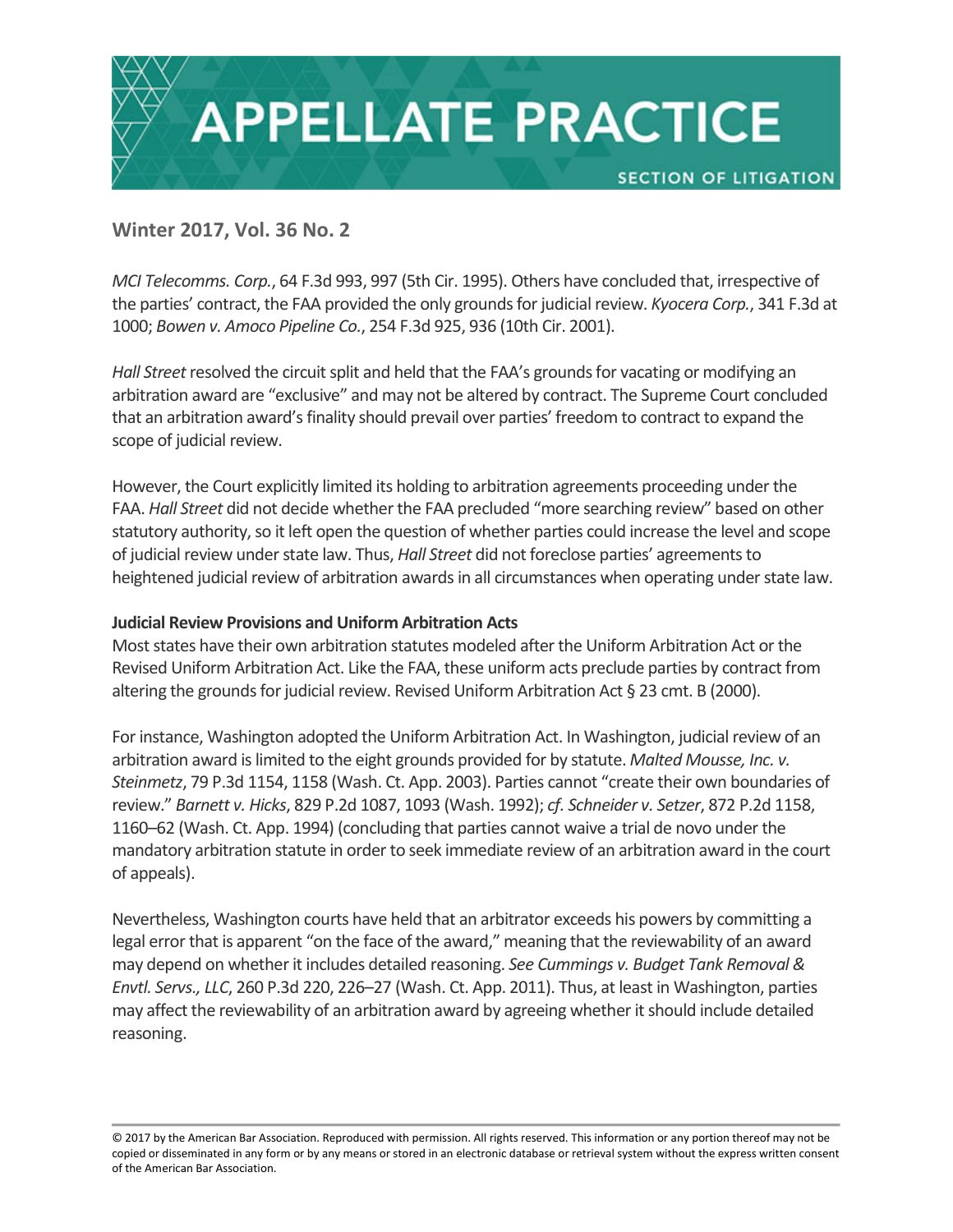*MCI Telecomms. Corp.*, 64 F.3d 993, 997 (5th Cir. 1995). Others have concluded that, irrespective of the parties' contract, the FAA provided the only grounds for judicial review. *Kyocera Corp.*, 341 F.3d at 1000; *Bowen v. Amoco Pipeline Co.*, 254 F.3d 925, 936 (10th Cir. 2001).

*Hall Street* resolved the circuit split and held that the FAA's grounds for vacating or modifying an arbitration award are "exclusive" and may not be altered by contract. The Supreme Court concluded that an arbitration award's finality should prevail over parties' freedom to contract to expand the scope of judicial review.

However, the Court explicitly limited its holding to arbitration agreements proceeding under the FAA. *Hall Street* did not decide whether the FAA precluded "more searching review" based on other statutory authority, so it left open the question of whether parties could increase the level and scope of judicial review under state law. Thus, *Hall Street* did not foreclose parties' agreements to heightened judicial review of arbitration awards in all circumstances when operating under state law.

**Judicial Review Provisions and Uniform Arbitration Acts**

Most states have their own arbitration statutes modeled after the Uniform Arbitration Act or the Revised Uniform Arbitration Act. Like the FAA, these uniform acts preclude parties by contract from altering the grounds for judicial review. Revised Uniform Arbitration Act § 23 cmt. B (2000).

For instance, Washington adopted the Uniform Arbitration Act. In Washington, judicial review of an arbitration award is limited to the eight grounds provided for by statute. *Malted Mousse, Inc. v. Steinmetz*, 79 P.3d 1154, 1158 (Wash. Ct. App. 2003). Parties cannot "create their own boundaries of review." *Barnett v. Hicks*, 829 P.2d 1087, 1093 (Wash. 1992); *cf. Schneider v. Setzer*, 872 P.2d 1158, 1160–62 (Wash. Ct. App. 1994) (concluding that parties cannot waive a trial de novo under the mandatory arbitration statute in order to seek immediate review of an arbitration award in the court of appeals).

Nevertheless, Washington courts have held that an arbitrator exceeds his powers by committing a legal error that is apparent "on the face of the award," meaning that the reviewability of an award may depend on whether it includes detailed reasoning. *See Cummings v. Budget Tank Removal & Envtl. Servs., LLC*, 260 P.3d 220, 226–27 (Wash. Ct. App. 2011). Thus, at least in Washington, parties may affect the reviewability of an arbitration award by agreeing whether it should include detailed reasoning.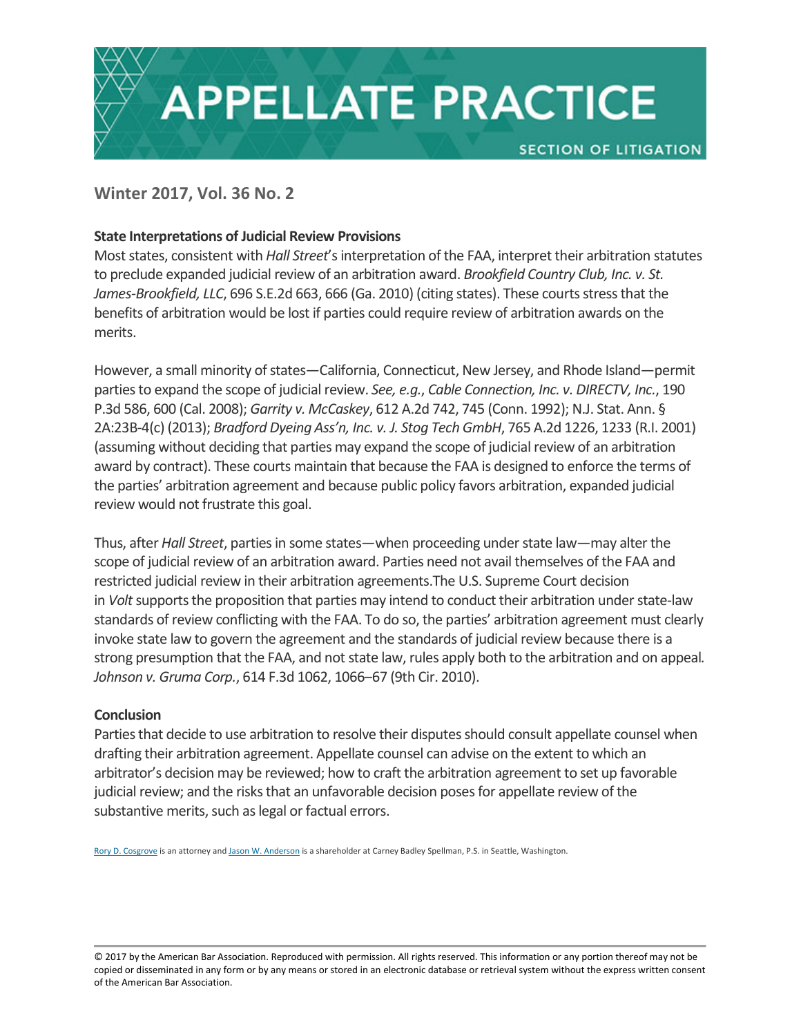# APPELLATE PRACTICE

SECTION OF LITIGATION

## Winter 2017, Vol. 36 No. 2

**State Interpretations of Judicial Review Provisions**

Most states, consistent with *Hall Street*'s interpretation of the FAA, interpret their arbitration statutes to preclude expanded judicial review of an arbitration award. *Brookfield Country Club, Inc. v. St. James-Brookfield, LLC*, 696 S.E.2d 663, 666 (Ga. 2010) (citing states). These courts stress that the benefits of arbitration would be lost if parties could require review of arbitration awards on the merits.

However, a small minority of states—California, Connecticut, New Jersey, and Rhode Island—permit parties to expand the scope of judicial review. *See, e.g.*, *Cable Connection, Inc. v. DIRECTV, Inc.*, 190 P.3d 586, 600 (Cal. 2008); *Garrity v. McCaskey*, 612 A.2d 742, 745 (Conn. 1992); N.J. Stat. Ann. § 2A:23B-4(c) (2013); *Bradford Dyeing Ass'n, Inc. v. J. Stog Tech GmbH*, 765 A.2d 1226, 1233 (R.I. 2001) (assuming without deciding that parties may expand the scope of judicial review of an arbitration award by contract). These courts maintain that because the FAA is designed to enforce the terms of the parties' arbitration agreement and because public policy favors arbitration, expanded judicial review would not frustrate this goal.

Thus, after *Hall Street*, parties in some states—when proceeding under state law—may alter the scope of judicial review of an arbitration award. Parties need not avail themselves of the FAA and restricted judicial review in their arbitration agreements.The U.S. Supreme Court decision in *Volt* supports the proposition that parties may intend to conduct their arbitration under state-law standards of review conflicting with the FAA. To do so, the parties' arbitration agreement must clearly invoke state law to govern the agreement and the standards of judicial review because there is a strong presumption that the FAA, and not state law, rules apply both to the arbitration and on appeal. *Johnson v. Gruma Corp.*, 614 F.3d 1062, 1066–67 (9th Cir. 2010).

**Conclusion**

Parties that decide to use arbitration to resolve their disputes should consult appellate counsel when drafting their arbitration agreement. Appellate counsel can advise on the extent to which an arbitrator's decision may be reviewed; how to craft the arbitration agreement to set up favorable judicial review; and the risks that an unfavorable decision poses for appellate review of the substantive merits, such as legal or factual errors.

Rory D. Cosgrove is an attorney and Jason W. Anderson is a shareholder at Carney Badley Spellman, P.S. in Seattle, Washington.

© 2017 by the American Bar Association. Reproduced with permission. All rights reserved. This information or any portion thereof may not be copied or disseminated in any form or by any means or stored in an electronic database or retrieval system without the express written consent of the American Bar Association.